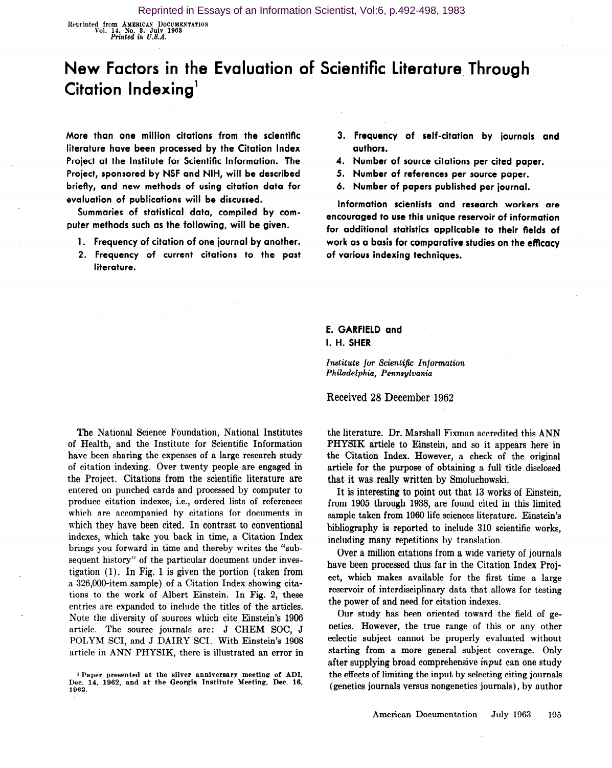Reprinted in Essays of an Information Scientist, Vol:6, p.492-498, 1983

Reprinted from AMERICAN DOCUMENTATION
Vol. 14, No. 3, July 1963
*Printed in U.S.A.*

# New Factors in the Evaluation of Scientific Literature Through Citation Indexing[1]

**More than one million citations from the scientific literature have been processed by the Citation Index Project at the Institute for Scientific Information. The Project, sponsored by NSF and NIH, will be described briefly, and new methods of using citation data for evaluation of publications will be discussed.**

**Summaries of statistical data, compiled by computer methods such as the following, will be given.**

1. **Frequency of citation of one journal by another.**
2. **Frequency of current citations to the past literature.**
3. **Frequency of self-citation by journals and authors.**
4. **Number of source citations per cited paper.**
5. **Number of references per source paper.**
6. **Number of papers published per journal.**

**Information scientists and research workers are encouraged to use this unique reservoir of information for additional statistics applicable to their fields of work as a basis for comparative studies on the efficacy of various indexing techniques.**

**E. GARFIELD and**
**I. H. SHER**

*Institute for Scientific Information*
*Philadelphia, Pennsylvania*

Received 28 December 1962

The National Science Foundation, National Institutes of Health, and the Institute for Scientific Information have been sharing the expenses of a large research study of citation indexing. Over twenty people are engaged in the Project. Citations from the scientific literature are entered on punched cards and processed by computer to produce citation indexes, i.e., ordered lists of references which are accompanied by citations for documents in which they have been cited. In contrast to conventional indexes, which take you back in time, a Citation Index brings you forward in time and thereby writes the "subsequent history" of the particular document under investigation (1). In Fig. 1 is given the portion (taken from a 326,000-item sample) of a Citation Index showing citations to the work of Albert Einstein. In Fig. 2, these entries are expanded to include the titles of the articles. Note the diversity of sources which cite Einstein's 1906 article. The source journals are: J CHEM SOC, J POLYM SCI, and J DAIRY SCI. With Einstein's 1908 article in ANN PHYSIK, there is illustrated an error in the literature. Dr. Marshall Fixman accredited this ANN PHYSIK article to Einstein, and so it appears here in the Citation Index. However, a check of the original article for the purpose of obtaining a full title disclosed that it was really written by Smoluchowski.

It is interesting to point out that 13 works of Einstein, from 1905 through 1938, are found cited in this limited sample taken from 1960 life sciences literature. Einstein's bibliography is reported to include 310 scientific works, including many repetitions by translation.

Over a million citations from a wide variety of journals have been processed thus far in the Citation Index Project, which makes available for the first time a large reservoir of interdisciplinary data that allows for testing the power of and need for citation indexes.

Our study has been oriented toward the field of genetics. However, the true range of this or any other eclectic subject cannot be properly evaluated without starting from a more general subject coverage. Only after supplying broad comprehensive *input* can one study the effects of limiting the input by selecting citing journals (genetics journals versus nongenetics journals), by author

[1] Paper presented at the silver anniversary meeting of ADI, Dec. 14, 1962, and at the Georgia Institute Meeting, Dec. 16, 1962.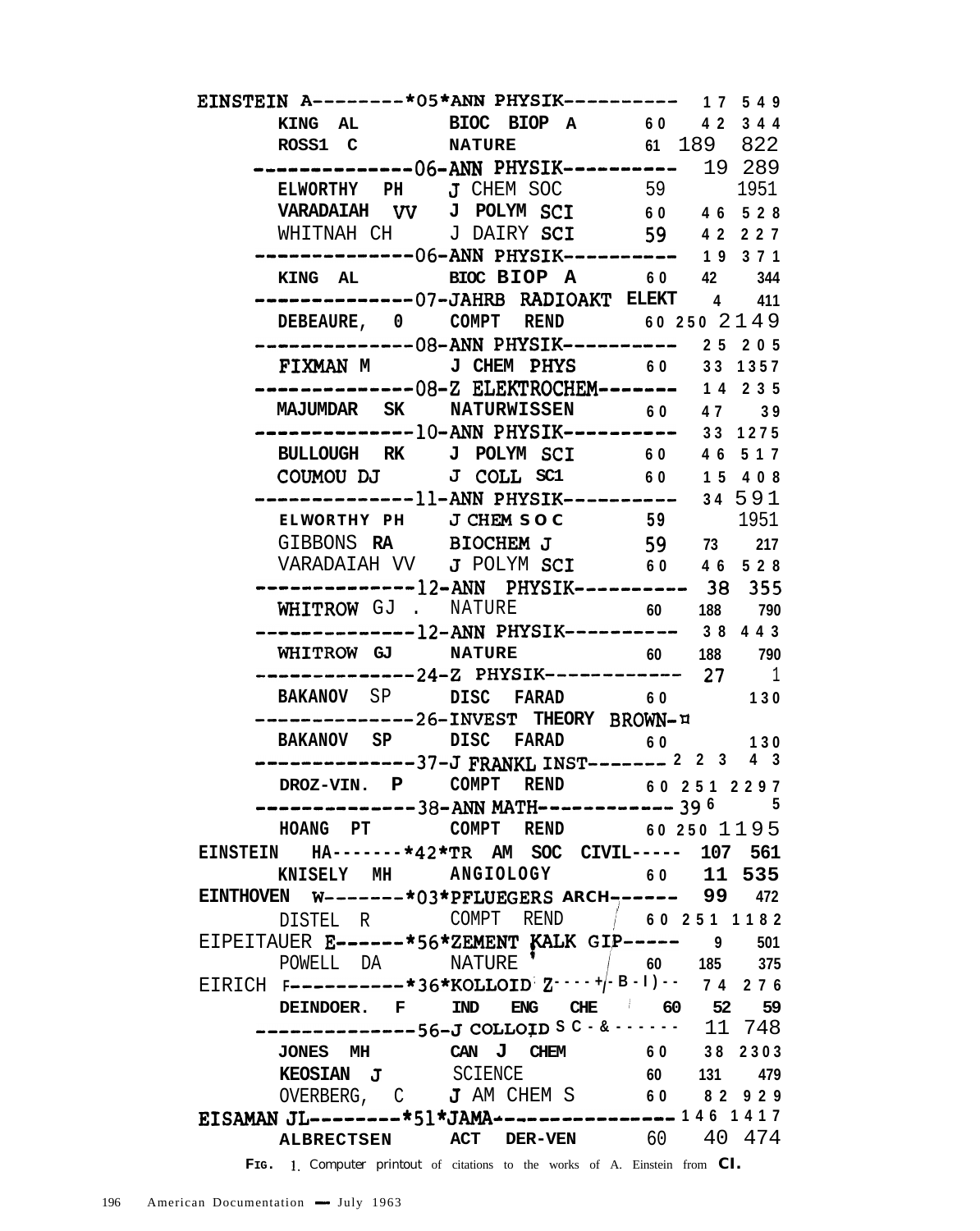```
EINSTEIN A---------*05*ANN PHYSIK----------  17 549
      KING AL        BIOC BIOP A      60   42 344
      ROSS1 C        NATURE           61  189 822
    --------------06-ANN PHYSIK----------  19 289
      ELWORTHY PH    J CHEM SOC       59      1951
      VARADAIAH VV   J POLYM SCI      60   46 528
      WHITNAH CH     J DAIRY SCI      59   42 227
    --------------06-ANN PHYSIK----------  19 371
      KING AL        BIOC BIOP A      60   42 344
    --------------07-JAHRB RADIOAKT ELEKT   4 411
      DEBEAURE, 0    COMPT REND       60 250 2149
    --------------08-ANN PHYSIK----------  25 205
      FIXMAN M       J CHEM PHYS      60   33 1357
    --------------08-Z ELEKTROCHEM-------  14 235
      MAJUMDAR SK    NATURWISSEN      60   47  39
    --------------10-ANN PHYSIK----------  33 1275
      BULLOUGH RK    J POLYM SCI      60   46 517
      COUMOU DJ      J COLL SC1       60   15 408
    --------------11-ANN PHYSIK----------  34 591
      ELWORTHY PH    J CHEM SOC       59      1951
      GIBBONS RA     BIOCHEM J        59   73 217
      VARADAIAH VV   J POLYM SCI      60   46 528
    --------------12-ANN PHYSIK----------  38 355
      WHITROW GJ .   NATURE           60  188 790
    --------------12-ANN PHYSIK----------  38 443
      WHITROW GJ     NATURE           60  188 790
    --------------24-Z PHYSIK------------  27   1
      BAKANOV SP     DISC FARAD       60      130
    --------------26-INVEST THEORY BROWN-
      BAKANOV SP     DISC FARAD       60      130
    --------------37-J FRANKL INST-------  223  43
      DROZ-VIN. P    COMPT REND       60 251 2297
    --------------38-ANN MATH------------  39   65
      HOANG PT       COMPT REND       60 250 1195
EINSTEIN HA-------*42*TR AM SOC CIVIL-----  107 561
      KNISELY MH     ANGIOLOGY        60   11 535
EINTHOVEN W-------*03*PFLUEGERS ARCH------   99 472
      DISTEL R       COMPT REND       60 251 1182
EIPEITAUER E------*56*ZEMENT KALK GIP-----    9 501
      POWELL DA      NATURE           60  185 375
EIRICH F----------*36*KOLLOID Z----+-B-I)--  74 276
      DEINDOER. F    IND ENG CHE      60   52  59
    --------------56-J COLLOID SC-&------  11 748
      JONES MH       CAN J CHEM       60   38 2303
      KEOSIAN J      SCIENCE          60  131 479
      OVERBERG, C    J AM CHEM S      60   82 929
EISAMAN JL--------*51*JAMA-------------- 146 1417
      ALBRECTSEN     ACT DER-VEN      60   40 474
```

**FIG. 1.** Computer printout of citations to the works of A. Einstein from CI.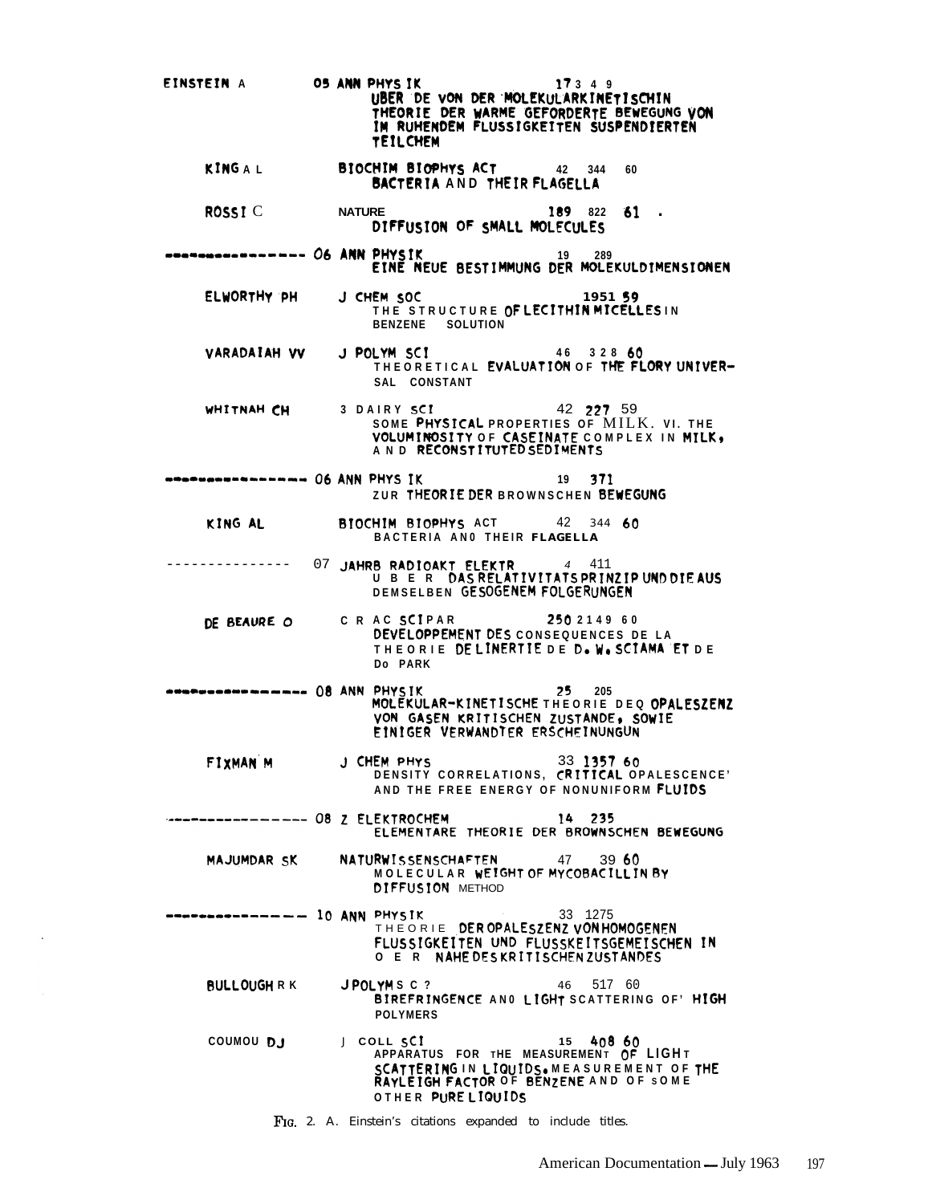```
EINSTEIN A          05 ANN PHYS IK                 17 3 4 9
                         UBER DE VON DER MOLEKULARKINETISCHIN
                         THEORIE DER WARME GEFORDERTE BEWEGUNG VON
                         IM RUHENDEM FLUSSIGKEITEN SUSPENDIERTEN
                         TEILCHEM

     KING A L            BIOCHIM BIOPHYS ACT        42  344  60
                         BACTERIA AND THEIR FLAGELLA

     ROSSI C             NATURE                     189  822  61  .
                         DIFFUSION OF SMALL MOLECULES

--------------- 06 ANN PHYSIK                       19  289
                         EINE NEUE BESTIMMUNG DER MOLEKULDIMENSIONEN

     ELWORTHY PH         J CHEM SOC                 1951 59
                         THE STRUCTURE OF LECITHIN MICELLES IN
                         BENZENE  SOLUTION

     VARADAIAH VV        J POLYM SCI                46  328 60
                         THEORETICAL EVALUATION OF THE FLORY UNIVER-
                         SAL CONSTANT

     WHITNAH CH          3 DAIRY SCI                42 227 59
                         SOME PHYSICAL PROPERTIES OF MILK. VI. THE
                         VOLUMINOSITY OF CASEINATE COMPLEX IN MILK,
                         AND RECONSTITUTED SEDIMENTS

--------------- 06 ANN PHYS IK                      19  371
                         ZUR THEORIE DER BROWNSCHEN BEWEGUNG

     KING AL             BIOCHIM BIOPHYS ACT        42  344 60
                         BACTERIA AN0 THEIR FLAGELLA

--------------- 07 JAHRB RADIOAKT ELEKTR             4  411
                         UBER DAS RELATIVITATSPRINZIP UND DIE AUS
                         DEMSELBEN GESOGENEM FOLGERUNGEN

     DE BEAURE O         C R AC SCI PAR             250 2149 60
                         DEVELOPPEMENT DES CONSEQUENCES DE LA
                         THEORIE DE LINERTIE DE D. W. SCIAMA ET DE
                         Do PARK

--------------- 08 ANN PHYSIK                       25  205
                         MOLEKULAR-KINETISCHE THEORIE DEQ OPALESZENZ
                         VON GASEN KRITISCHEN ZUSTANDE, SOWIE
                         EINIGER VERWANDTER ERSCHEINUNGUN

     FIXMAN M            J CHEM PHYS                33 1357 60
                         DENSITY CORRELATIONS, CRITICAL OPALESCENCE'
                         AND THE FREE ENERGY OF NONUNIFORM FLUIDS

--------------- 08 Z ELEKTROCHEM                    14  235
                         ELEMENTARE THEORIE DER BROWNSCHEN BEWEGUNG

     MAJUMDAR SK         NATURWISSENSCHAFTEN        47  39 60
                         MOLECULAR WEIGHT OF MYCOBACILLIN BY
                         DIFFUSION METHOD

--------------- 10 ANN PHYSIK                       33  1275
                         THEORIE DER OPALESZENZ VON HOMOGENEN
                         FLUSSIGKEITEN UND FLUSSKEITSGEMEISCHEN IN
                         O E R NAHE DES KRITISCHEN ZUSTANDES

     BULLOUGH R K        J POLYM S C ?              46  517 60
                         BIREFRINGENCE AN0 LIGHT SCATTERING OF' HIGH
                         POLYMERS

     COUMOU DJ           J COLL SCI                 15  408 60
                         APPARATUS FOR THE MEASUREMENT OF LIGHT
                         SCATTERING IN LIQUIDS. MEASUREMENT OF THE
                         RAYLEIGH FACTOR OF BENZENE AND OF SOME
                         OTHER PURE LIQUIDS
```

FIG. 2. A. Einstein's citations expanded to include titles.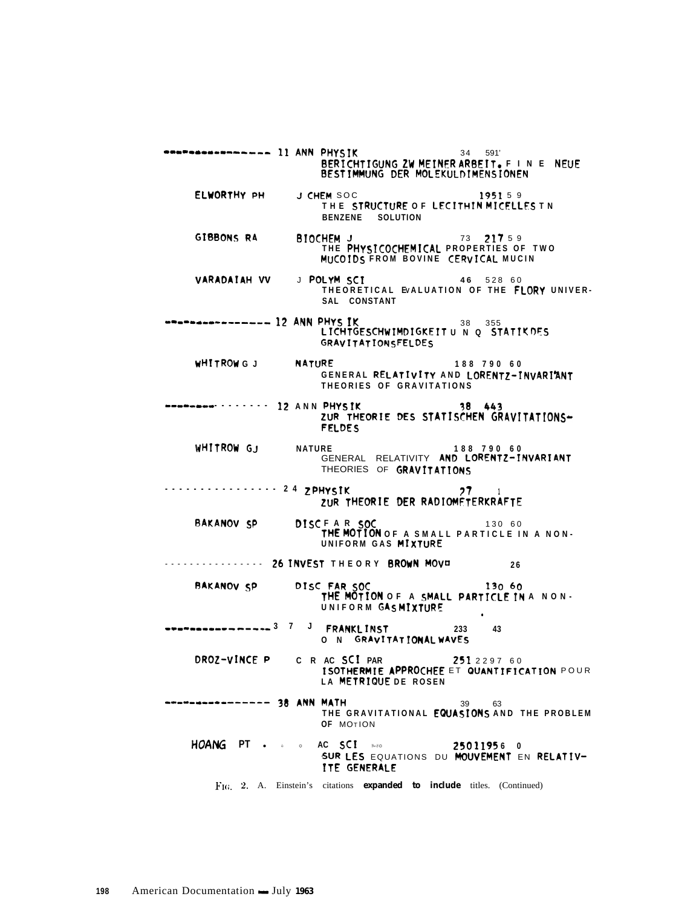```
--------------- 11 ANN PHYSIK                    34   591'
                    BERICHTIGUNG ZW MEINER ARBEIT. F I N E  NEUE
                    BESTIMMUNG DER MOLEKULDIMENSIONEN

    ELWORTHY PH     J CHEM SOC                   1951 5 9
                    THE STRUCTURE OF LECITHIN MICELLES TN
                    BENZENE   SOLUTION

    GIBBONS RA      BIOCHEM J                    73  217 5 9
                    THE PHYSICOCHEMICAL PROPERTIES OF TWO
                    MUCOIDS FROM BOVINE CERVICAL MUCIN

    VARADAIAH VV    J POLYM SCI                  46  528 60
                    THEORETICAL EVALUATION OF THE FLORY UNIVER-
                    SAL  CONSTANT

--------------- 12 ANN PHYS IK                   38   355
                    LICHTGESCHWIMDIGKEIT U N Q  STATIK DES
                    GRAVITATIONSFELDES

    WHITROW G J     NATURE                       188 790 60
                    GENERAL RELATIVITY AND LORENTZ-INVARIANT
                    THEORIES OF GRAVITATIONS

--------------- 12 ANN PHYSIK                    38  443
                    ZUR THEORIE DES STATISCHEN GRAVITATIONS-
                    FELDES

    WHITROW GJ      NATURE                       188 790 60
                    GENERAL  RELATIVITY  AND LORENTZ-INVARIANT
                    THEORIES  OF GRAVITATIONS

--------------- 24 Z PHYSIK                      27    1
                    ZUR THEORIE DER RADIOMETERKRAFTE

    BAKANOV SP      DISC F A R SOC                130 60
                    THE MOTION OF A SMALL PARTICLE IN A NON-
                    UNIFORM GAS MIXTURE

--------------- 26 INVEST THEORY BROWN MOV¤          26

    BAKANOV SP      DISC FAR SOC                  130 60
                    THE MOTION OF A SMALL PARTICLE IN A NON-
                    UNIFORM GAS MIXTURE

--------------- 3 7  J  FRANKLINST           233     43
                    O N  GRAVITATIONAL WAVES

    DROZ-VINCE P    C R AC SCI PAR               251 2297 60
                    ISOTHERMIE APPROCHEE ET QUANTIFICATION POUR
                    LA METRIQUE DE ROSEN

--------------- 38 ANN MATH                      39    63
                    THE GRAVITATIONAL EQUASIONS AND THE PROBLEM
                    OF MOTION

    HOANG  PT .     AC SCI                       25011956 0
                    SUR LES EQUATIONS DU MOUVEMENT EN RELATIV-
                    ITE GENERALE
```

FIG. 2. A. Einstein's citations **expanded to include** titles. (Continued)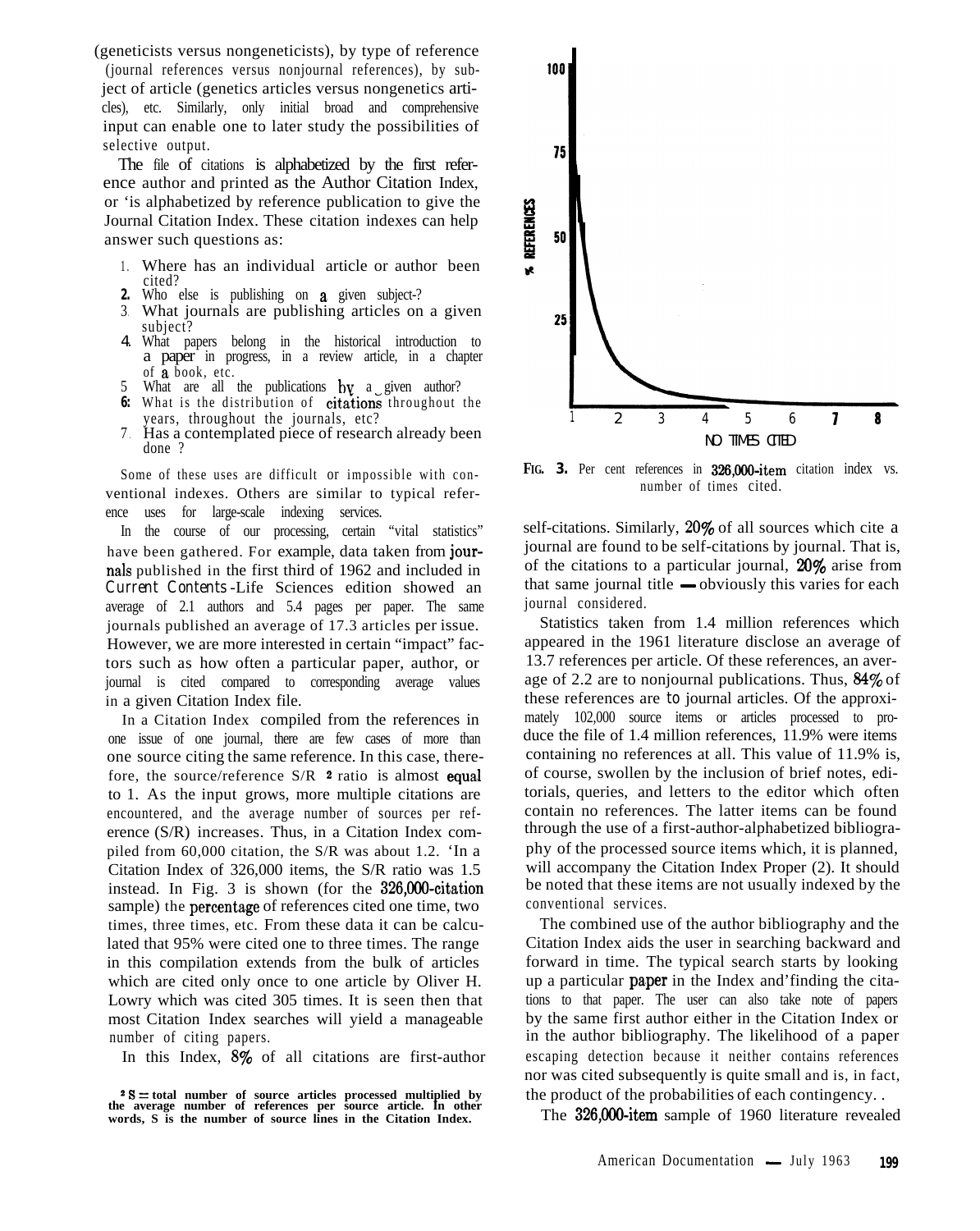(geneticists versus nongeneticists), by type of reference (journal references versus nonjournal references), by subject of article (genetics articles versus nongenetics articles), etc. Similarly, only initial broad and comprehensive input can enable one to later study the possibilities of selective output.

The file of citations is alphabetized by the first reference author and printed as the Author Citation Index, or is alphabetized by reference publication to give the Journal Citation Index. These citation indexes can help answer such questions as:

1. Where has an individual article or author been cited?
2. Who else is publishing on a given subject?
3. What journals are publishing articles on a given subject?
4. What papers belong in the historical introduction to a paper in progress, in a review article, in a chapter of a book, etc.
5. What are all the publications by a given author?
6. What is the distribution of citations throughout the years, throughout the journals, etc?
7. Has a contemplated piece of research already been done ?

Some of these uses are difficult or impossible with conventional indexes. Others are similar to typical reference uses for large-scale indexing services.

In the course of our processing, certain "vital statistics" have been gathered. For example, data taken from journals published in the first third of 1962 and included in *Current Contents*-Life Sciences edition showed an average of 2.1 authors and 5.4 pages per paper. The same journals published an average of 17.3 articles per issue. However, we are more interested in certain "impact" factors such as how often a particular paper, author, or journal is cited compared to corresponding average values in a given Citation Index file.

In a Citation Index compiled from the references in one issue of one journal, there are few cases of more than one source citing the same reference. In this case, therefore, the source/reference S/R [2] ratio is almost equal to 1. As the input grows, more multiple citations are encountered, and the average number of sources per reference (S/R) increases. Thus, in a Citation Index compiled from 60,000 citation, the S/R was about 1.2. In a Citation Index of 326,000 items, the S/R ratio was 1.5 instead. In Fig. 3 is shown (for the 326,000-citation sample) the percentage of references cited one time, two times, three times, etc. From these data it can be calculated that 95% were cited one to three times. The range in this compilation extends from the bulk of articles which are cited only once to one article by Oliver H. Lowry which was cited 305 times. It is seen then that most Citation Index searches will yield a manageable number of citing papers.

In this Index, 8% of all citations are first-author self-citations. Similarly, 20% of all sources which cite a journal are found to be self-citations by journal. That is, of the citations to a particular journal, 20% arise from that same journal title — obviously this varies for each journal considered.

**FIG. 3.** Per cent references in 326,000-item citation index vs. number of times cited.

Statistics taken from 1.4 million references which appeared in the 1961 literature disclose an average of 13.7 references per article. Of these references, an average of 2.2 are to nonjournal publications. Thus, 84% of these references are to journal articles. Of the approximately 102,000 source items or articles processed to produce the file of 1.4 million references, 11.9% were items containing no references at all. This value of 11.9% is, of course, swollen by the inclusion of brief notes, editorials, queries, and letters to the editor which often contain no references. The latter items can be found through the use of a first-author-alphabetized bibliography of the processed source items which, it is planned, will accompany the Citation Index Proper (2). It should be noted that these items are not usually indexed by the conventional services.

The combined use of the author bibliography and the Citation Index aids the user in searching backward and forward in time. The typical search starts by looking up a particular paper in the Index and finding the citations to that paper. The user can also take note of papers by the same first author either in the Citation Index or in the author bibliography. The likelihood of a paper escaping detection because it neither contains references nor was cited subsequently is quite small and is, in fact, the product of the probabilities of each contingency.

The 326,000-item sample of 1960 literature revealed

[2] S = total number of source articles processed multiplied by the average number of references per source article. In other words, S is the number of source lines in the Citation Index.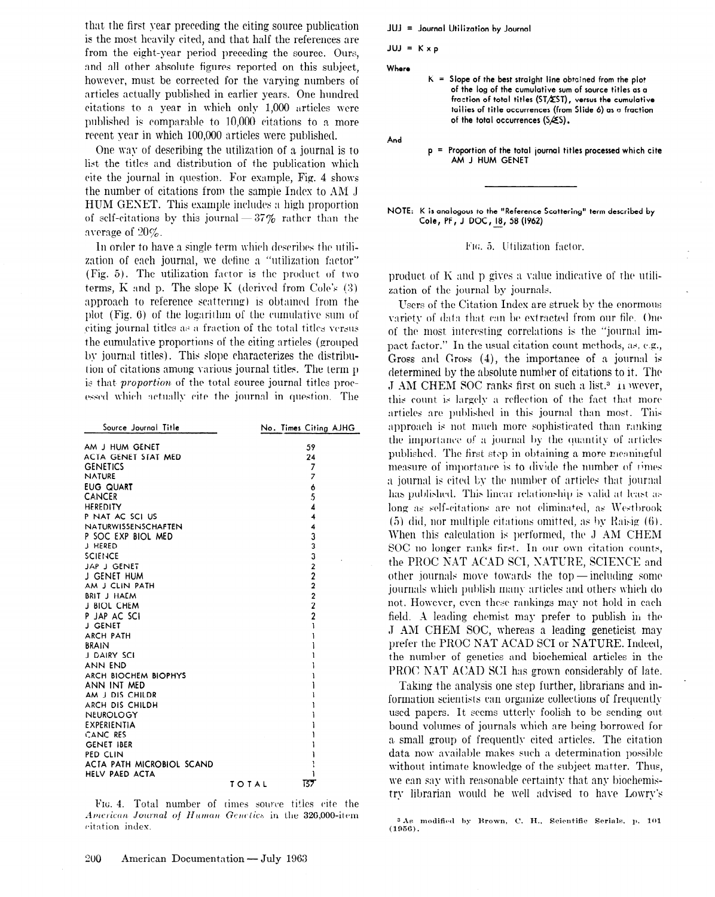that the first year preceding the citing source publication is the most heavily cited, and that half the references are from the eight-year period preceding the source. Ours, and all other absolute figures reported on this subject, however, must be corrected for the varying numbers of articles actually published in earlier years. One hundred citations to a year in which only 1,000 articles were published is comparable to 10,000 citations to a more recent year in which 100,000 articles were published.

One way of describing the utilization of a journal is to list the titles and distribution of the publication which cite the journal in question. For example, Fig. 4 shows the number of citations from the sample Index to AM J HUM GENET. This example includes a high proportion of self-citations by this journal — 37% rather than the average of 20%.

In order to have a single term which describes the utilization of each journal, we define a "utilization factor" (Fig. 5). The utilization factor is the product of two terms, K and p. The slope K (derived from Cole's (3) approach to reference scattering) is obtained from the plot (Fig. 6) of the logarithm of the cumulative sum of citing journal titles as a fraction of the total titles versus the cumulative proportions of the citing articles (grouped by journal titles). This slope characterizes the distribution of citations among various journal titles. The term p is that *proportion* of the total source journal titles processed which actually cite the journal in question. The

| Source Journal Title | No. Times Citing AJHG |
|---|---|
| AM J HUM GENET | 59 |
| ACTA GENET STAT MED | 24 |
| GENETICS | 7 |
| NATURE | 7 |
| EUG QUART | 6 |
| CANCER | 5 |
| HEREDITY | 4 |
| P NAT AC SCI US | 4 |
| NATURWISSENSCHAFTEN | 4 |
| P SOC EXP BIOL MED | 3 |
| J HERED | 3 |
| SCIENCE | 3 |
| JAP J GENET | 2 |
| J GENET HUM | 2 |
| AM J CLIN PATH | 2 |
| BRIT J HAEM | 2 |
| J BIOL CHEM | 2 |
| P JAP AC SCI | 2 |
| J GENET | 1 |
| ARCH PATH | 1 |
| BRAIN | 1 |
| J DAIRY SCI | 1 |
| ANN END | 1 |
| ARCH BIOCHEM BIOPHYS | 1 |
| ANN INT MED | 1 |
| AM J DIS CHILDR | 1 |
| ARCH DIS CHILDH | 1 |
| NEUROLOGY | 1 |
| EXPERIENTIA | 1 |
| CANC RES | 1 |
| GENET IBER | 1 |
| PED CLIN | 1 |
| ACTA PATH MICROBIOL SCAND | 1 |
| HELV PAED ACTA | 1 |
| TOTAL | 157 |

Fig. 4. Total number of times source titles cite the *American Journal of Human Genetics* in the 326,000-item citation index.

**JUJ = Journal Utilization by Journal**

**JUJ = K x p**

**Where**

**K = Slope of the best straight line obtained from the plot of the log of the cumulative sum of source titles as a fraction of total titles (ST/ΣST), versus the cumulative tallies of title occurrences (from Slide 6) as a fraction of the total occurrences (S/ΣS).**

**And**

**p = Proportion of the total journal titles processed which cite AM J HUM GENET**

**NOTE: K is analogous to the "Reference Scattering" term described by Cole, PF, J DOC, 18, 58 (1962)**

Fig. 5. Utilization factor.

product of K and p gives a value indicative of the utilization of the journal by journals.

Users of the Citation Index are struck by the enormous variety of data that can be extracted from our file. One of the most interesting correlations is the "journal impact factor." In the usual citation count methods, as, e.g., Gross and Gross (4), the importance of a journal is determined by the absolute number of citations to it. The J AM CHEM SOC ranks first on such a list.[3] However, this count is largely a reflection of the fact that more articles are published in this journal than most. This approach is not much more sophisticated than ranking the importance of a journal by the quantity of articles published. The first step in obtaining a more meaningful measure of importance is to divide the number of times a journal is cited by the number of articles that journal has published. This linear relationship is valid at least as long as self-citations are not eliminated, as Westbrook (5) did, nor multiple citations omitted, as by Raisig (6). When this calculation is performed, the J AM CHEM SOC no longer ranks first. In our own citation counts, the PROC NAT ACAD SCI, NATURE, SCIENCE and other journals move towards the top — including some journals which publish many articles and others which do not. However, even these rankings may not hold in each field. A leading chemist may prefer to publish in the J AM CHEM SOC, whereas a leading geneticist may prefer the PROC NAT ACAD SCI or NATURE. Indeed, the number of genetics and biochemical articles in the PROC NAT ACAD SCI has grown considerably of late.

Taking the analysis one step further, librarians and information scientists can organize collections of frequently used papers. It seems utterly foolish to be sending out bound volumes of journals which are being borrowed for a small group of frequently cited articles. The citation data now available makes such a determination possible without intimate knowledge of the subject matter. Thus, we can say with reasonable certainty that any biochemistry librarian would be well advised to have Lowry's

[3] As modified by Brown, C. H., Scientific Serials, p. 101 (1956).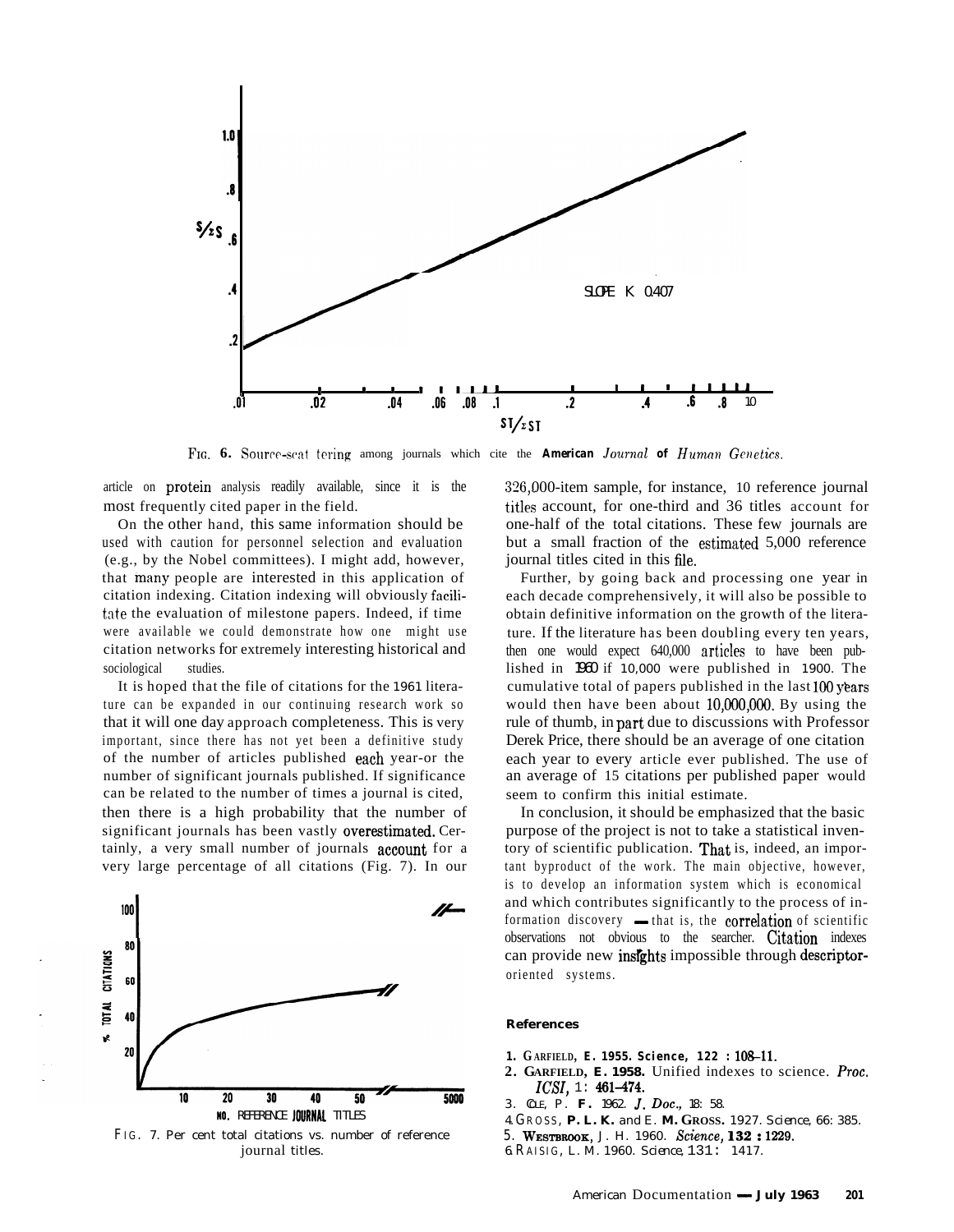1.0

.8

S/ΣS .6

.4

.2

SLOPE K 0.407

.01 .02 .04 .06 .08 .1 .2 .4 .6 .8 1.0

ST/ΣST

FIG. 6. Source-scattering among journals which cite the *American Journal of Human Genetics.*

article on protein analysis readily available, since it is the most frequently cited paper in the field.

On the other hand, this same information should be used with caution for personnel selection and evaluation (e.g., by the Nobel committees). I might add, however, that many people are interested in this application of citation indexing. Citation indexing will obviously facilitate the evaluation of milestone papers. Indeed, if time were available we could demonstrate how one might use citation networks for extremely interesting historical and sociological studies.

It is hoped that the file of citations for the 1961 literature can be expanded in our continuing research work so that it will one day approach completeness. This is very important, since there has not yet been a definitive study of the number of articles published each year-or the number of significant journals published. If significance can be related to the number of times a journal is cited, then there is a high probability that the number of significant journals has been vastly overestimated. Certainly, a very small number of journals account for a very large percentage of all citations (Fig. 7). In our 326,000-item sample, for instance, 10 reference journal titles account, for one-third and 36 titles account for one-half of the total citations. These few journals are but a small fraction of the estimated 5,000 reference journal titles cited in this file.

100

80

% TOTAL CITATIONS 60

40

20

10 20 30 40 50 5000

NO. REFERENCE JOURNAL TITLES

FIG. 7. Per cent total citations vs. number of reference journal titles.

Further, by going back and processing one year in each decade comprehensively, it will also be possible to obtain definitive information on the growth of the literature. If the literature has been doubling every ten years, then one would expect 640,000 articles to have been published in 1960 if 10,000 were published in 1900. The cumulative total of papers published in the last 100 years would then have been about 10,000,000. By using the rule of thumb, in part due to discussions with Professor Derek Price, there should be an average of one citation each year to every article ever published. The use of an average of 15 citations per published paper would seem to confirm this initial estimate.

In conclusion, it should be emphasized that the basic purpose of the project is not to take a statistical inventory of scientific publication. That is, indeed, an important byproduct of the work. The main objective, however, is to develop an information system which is economical and which contributes significantly to the process of information discovery — that is, the correlation of scientific observations not obvious to the searcher. Citation indexes can provide new insights impossible through descriptor-oriented systems.

## References

1. GARFIELD, E. 1955. Science, 122 : 108–11.
2. GARFIELD, E. 1958. Unified indexes to science. *Proc. ICSI*, 1: 461–474.
3. COLE, P. F. 1962. *J. Doc.*, 18: 58.
4. GROSS, P. L. K. and E. M. GROSS. 1927. *Science*, 66: 385.
5. WESTBROOK, J. H. 1960. *Science*, 132 : 1229.
6. RAISIG, L. M. 1960. *Science*, 131: 1417.